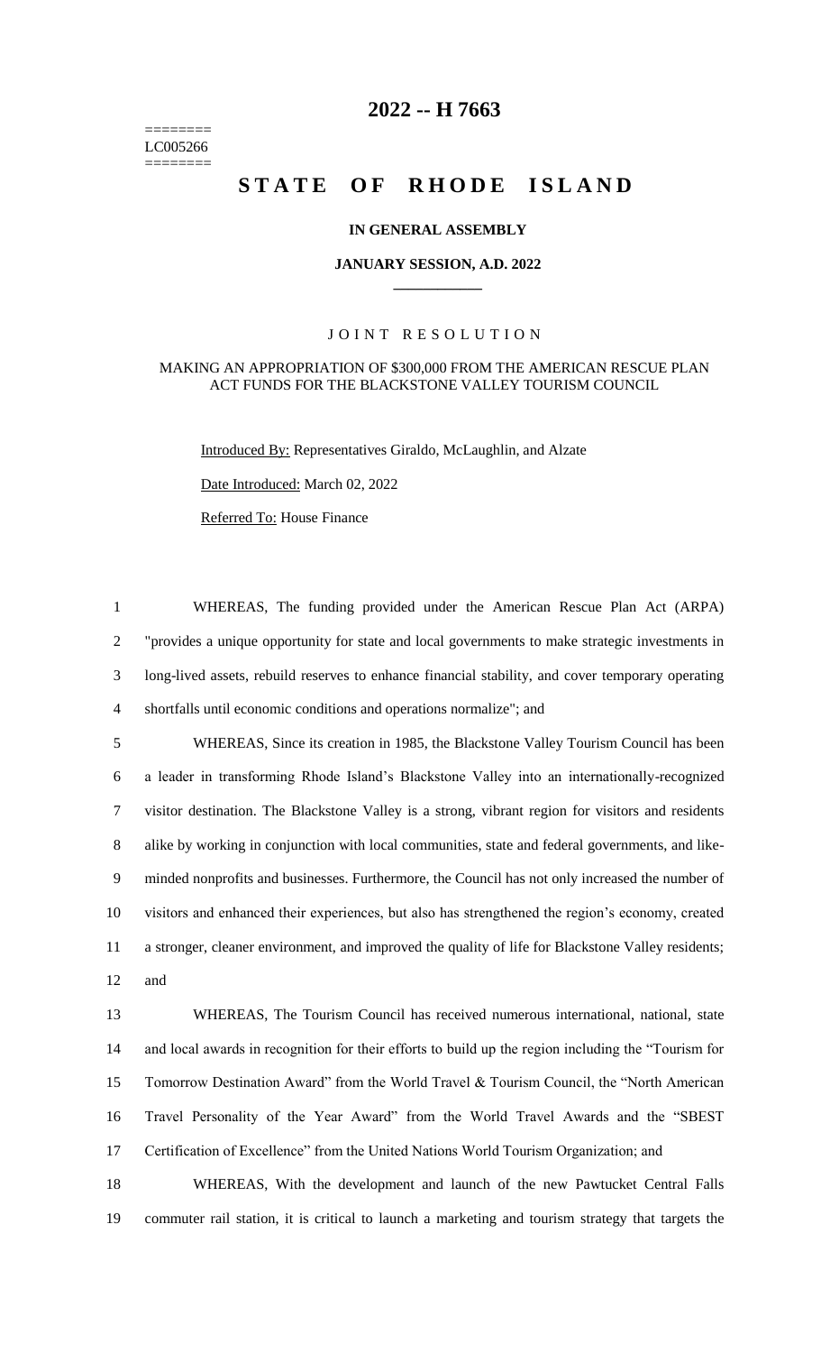# 2022 -- H 7663

========
LC005266
========

# STATE OF RHODE ISLAND

**IN GENERAL ASSEMBLY**

**JANUARY SESSION, A.D. 2022**

J O I N T   R E S O L U T I O N

MAKING AN APPROPRIATION OF $300,000 FROM THE AMERICAN RESCUE PLAN ACT FUNDS FOR THE BLACKSTONE VALLEY TOURISM COUNCIL

Introduced By: Representatives Giraldo, McLaughlin, and Alzate

Date Introduced: March 02, 2022

Referred To: House Finance

1 WHEREAS, The funding provided under the American Rescue Plan Act (ARPA)
2 "provides a unique opportunity for state and local governments to make strategic investments in
3 long-lived assets, rebuild reserves to enhance financial stability, and cover temporary operating
4 shortfalls until economic conditions and operations normalize"; and

5 WHEREAS, Since its creation in 1985, the Blackstone Valley Tourism Council has been
6 a leader in transforming Rhode Island's Blackstone Valley into an internationally-recognized
7 visitor destination. The Blackstone Valley is a strong, vibrant region for visitors and residents
8 alike by working in conjunction with local communities, state and federal governments, and like-
9 minded nonprofits and businesses. Furthermore, the Council has not only increased the number of
10 visitors and enhanced their experiences, but also has strengthened the region's economy, created
11 a stronger, cleaner environment, and improved the quality of life for Blackstone Valley residents;
12 and

13 WHEREAS, The Tourism Council has received numerous international, national, state
14 and local awards in recognition for their efforts to build up the region including the "Tourism for
15 Tomorrow Destination Award" from the World Travel & Tourism Council, the "North American
16 Travel Personality of the Year Award" from the World Travel Awards and the "SBEST
17 Certification of Excellence" from the United Nations World Tourism Organization; and

18 WHEREAS, With the development and launch of the new Pawtucket Central Falls
19 commuter rail station, it is critical to launch a marketing and tourism strategy that targets the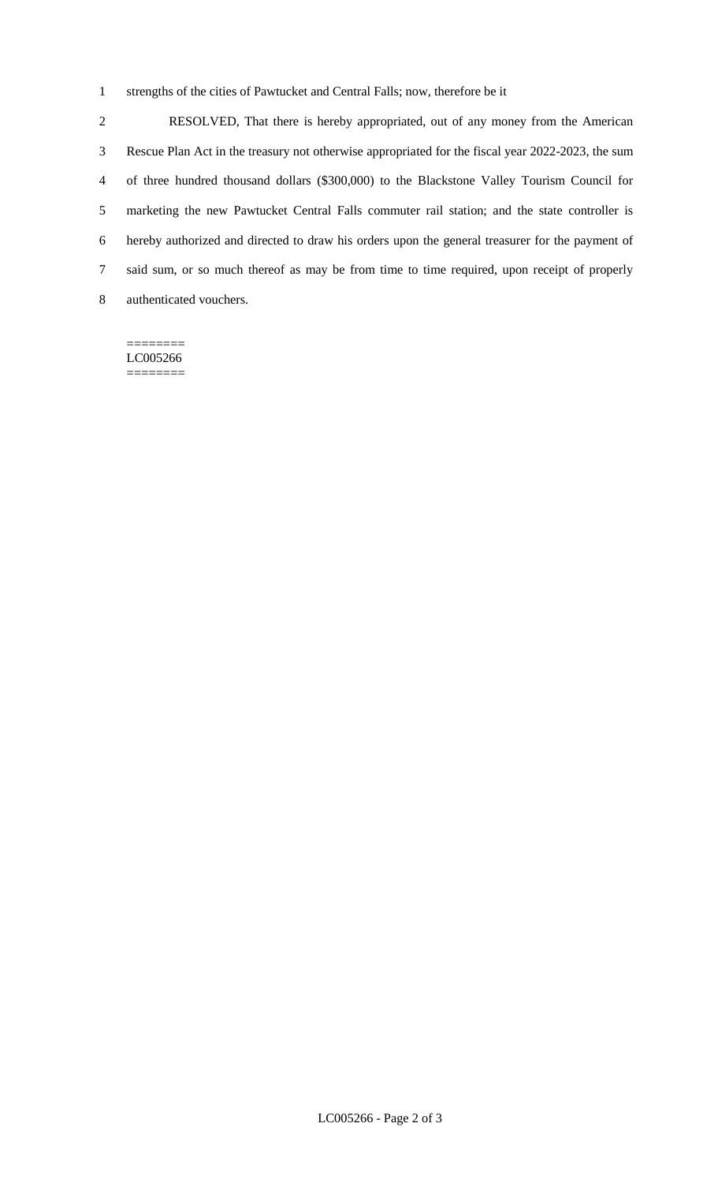strengths of the cities of Pawtucket and Central Falls; now, therefore be it

RESOLVED, That there is hereby appropriated, out of any money from the American Rescue Plan Act in the treasury not otherwise appropriated for the fiscal year 2022-2023, the sum of three hundred thousand dollars ($300,000) to the Blackstone Valley Tourism Council for marketing the new Pawtucket Central Falls commuter rail station; and the state controller is hereby authorized and directed to draw his orders upon the general treasurer for the payment of said sum, or so much thereof as may be from time to time required, upon receipt of properly authenticated vouchers.

========
LC005266
========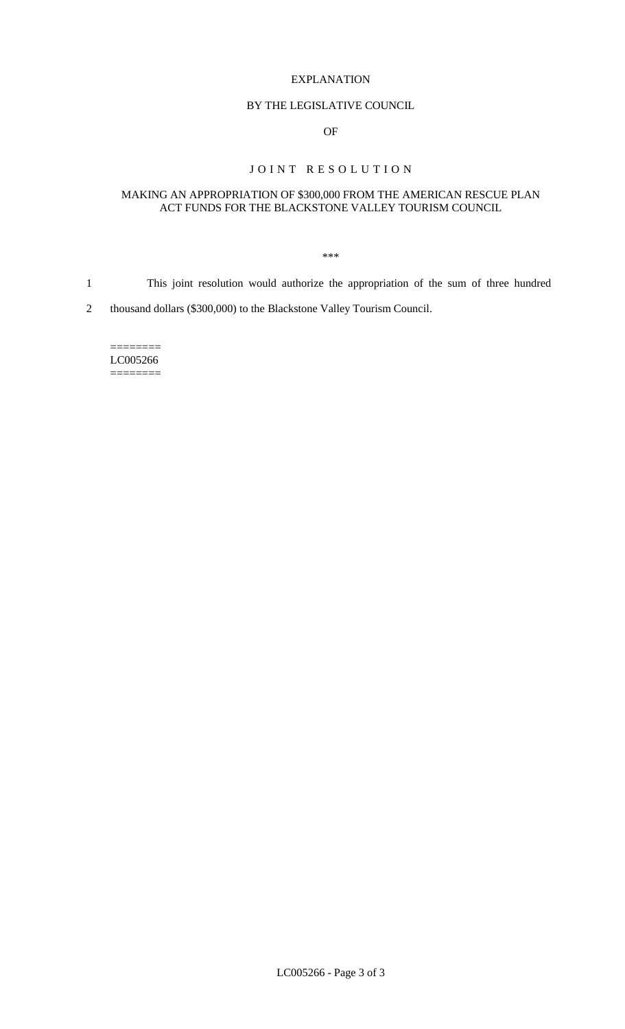EXPLANATION

BY THE LEGISLATIVE COUNCIL

OF

# J O I N T R E S O L U T I O N

MAKING AN APPROPRIATION OF $300,000 FROM THE AMERICAN RESCUE PLAN ACT FUNDS FOR THE BLACKSTONE VALLEY TOURISM COUNCIL

\*\*\*

1 This joint resolution would authorize the appropriation of the sum of three hundred
2 thousand dollars ($300,000) to the Blackstone Valley Tourism Council.

========
LC005266
========